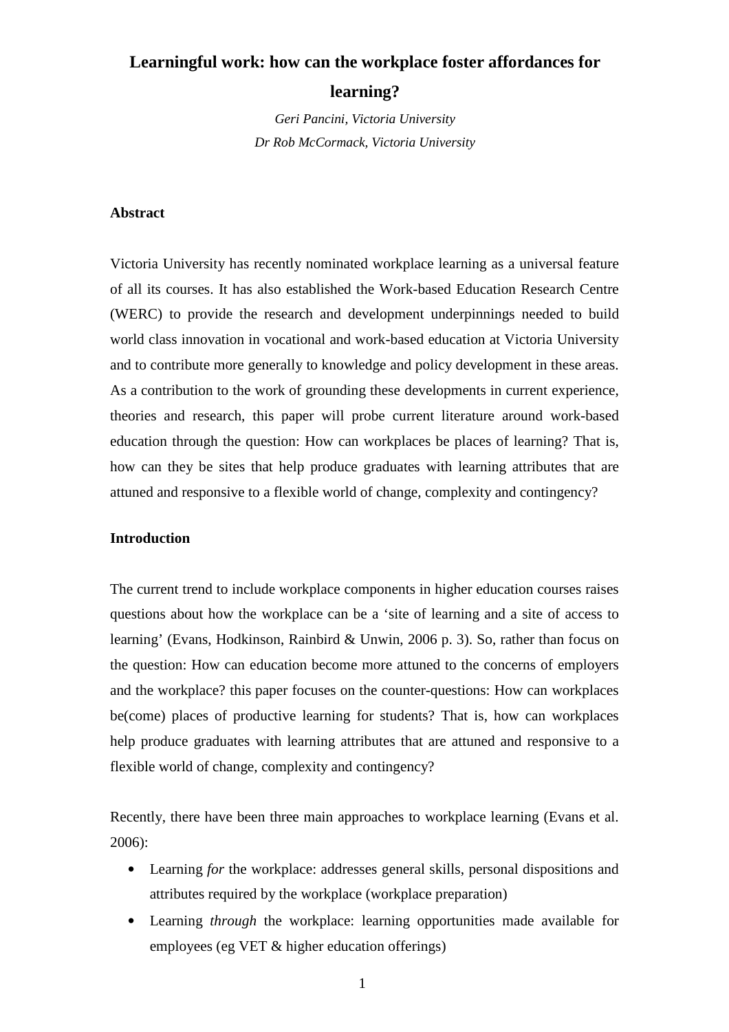# Learningful work: how can the workplace foster affordances for learning?

*Geri Pancini, Victoria University*
*Dr Rob McCormack, Victoria University*

## Abstract

Victoria University has recently nominated workplace learning as a universal feature of all its courses. It has also established the Work-based Education Research Centre (WERC) to provide the research and development underpinnings needed to build world class innovation in vocational and work-based education at Victoria University and to contribute more generally to knowledge and policy development in these areas. As a contribution to the work of grounding these developments in current experience, theories and research, this paper will probe current literature around work-based education through the question: How can workplaces be places of learning? That is, how can they be sites that help produce graduates with learning attributes that are attuned and responsive to a flexible world of change, complexity and contingency?

## Introduction

The current trend to include workplace components in higher education courses raises questions about how the workplace can be a 'site of learning and a site of access to learning' (Evans, Hodkinson, Rainbird & Unwin, 2006 p. 3). So, rather than focus on the question: How can education become more attuned to the concerns of employers and the workplace? this paper focuses on the counter-questions: How can workplaces be(come) places of productive learning for students? That is, how can workplaces help produce graduates with learning attributes that are attuned and responsive to a flexible world of change, complexity and contingency?

Recently, there have been three main approaches to workplace learning (Evans et al. 2006):

- Learning *for* the workplace: addresses general skills, personal dispositions and attributes required by the workplace (workplace preparation)
- Learning *through* the workplace: learning opportunities made available for employees (eg VET & higher education offerings)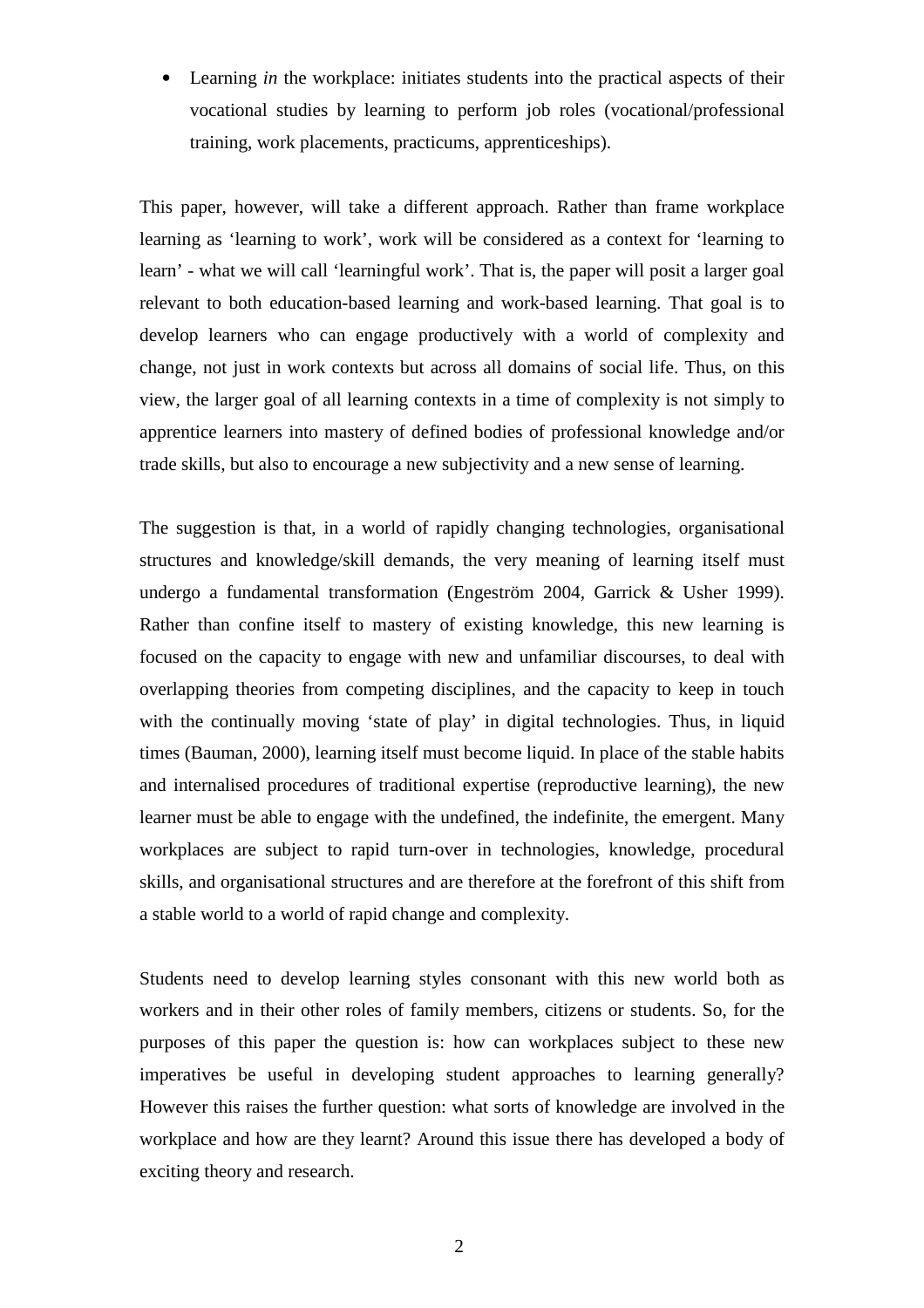- Learning *in* the workplace: initiates students into the practical aspects of their vocational studies by learning to perform job roles (vocational/professional training, work placements, practicums, apprenticeships).

This paper, however, will take a different approach. Rather than frame workplace learning as 'learning to work', work will be considered as a context for 'learning to learn' - what we will call 'learningful work'. That is, the paper will posit a larger goal relevant to both education-based learning and work-based learning. That goal is to develop learners who can engage productively with a world of complexity and change, not just in work contexts but across all domains of social life. Thus, on this view, the larger goal of all learning contexts in a time of complexity is not simply to apprentice learners into mastery of defined bodies of professional knowledge and/or trade skills, but also to encourage a new subjectivity and a new sense of learning.

The suggestion is that, in a world of rapidly changing technologies, organisational structures and knowledge/skill demands, the very meaning of learning itself must undergo a fundamental transformation (Engeström 2004, Garrick & Usher 1999). Rather than confine itself to mastery of existing knowledge, this new learning is focused on the capacity to engage with new and unfamiliar discourses, to deal with overlapping theories from competing disciplines, and the capacity to keep in touch with the continually moving 'state of play' in digital technologies. Thus, in liquid times (Bauman, 2000), learning itself must become liquid. In place of the stable habits and internalised procedures of traditional expertise (reproductive learning), the new learner must be able to engage with the undefined, the indefinite, the emergent. Many workplaces are subject to rapid turn-over in technologies, knowledge, procedural skills, and organisational structures and are therefore at the forefront of this shift from a stable world to a world of rapid change and complexity.

Students need to develop learning styles consonant with this new world both as workers and in their other roles of family members, citizens or students. So, for the purposes of this paper the question is: how can workplaces subject to these new imperatives be useful in developing student approaches to learning generally? However this raises the further question: what sorts of knowledge are involved in the workplace and how are they learnt? Around this issue there has developed a body of exciting theory and research.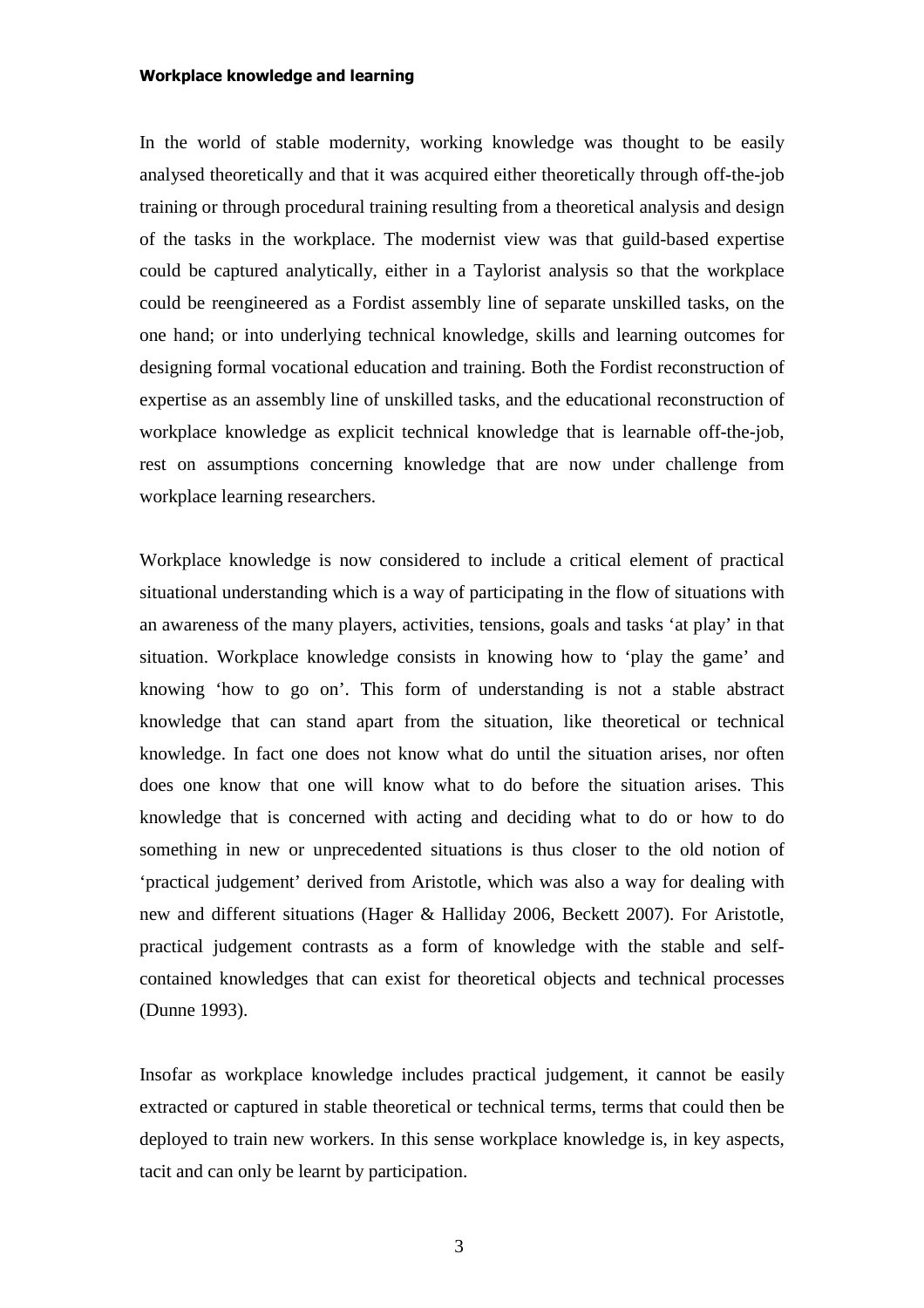**Workplace knowledge and learning**

In the world of stable modernity, working knowledge was thought to be easily analysed theoretically and that it was acquired either theoretically through off-the-job training or through procedural training resulting from a theoretical analysis and design of the tasks in the workplace. The modernist view was that guild-based expertise could be captured analytically, either in a Taylorist analysis so that the workplace could be reengineered as a Fordist assembly line of separate unskilled tasks, on the one hand; or into underlying technical knowledge, skills and learning outcomes for designing formal vocational education and training. Both the Fordist reconstruction of expertise as an assembly line of unskilled tasks, and the educational reconstruction of workplace knowledge as explicit technical knowledge that is learnable off-the-job, rest on assumptions concerning knowledge that are now under challenge from workplace learning researchers.

Workplace knowledge is now considered to include a critical element of practical situational understanding which is a way of participating in the flow of situations with an awareness of the many players, activities, tensions, goals and tasks 'at play' in that situation. Workplace knowledge consists in knowing how to 'play the game' and knowing 'how to go on'. This form of understanding is not a stable abstract knowledge that can stand apart from the situation, like theoretical or technical knowledge. In fact one does not know what do until the situation arises, nor often does one know that one will know what to do before the situation arises. This knowledge that is concerned with acting and deciding what to do or how to do something in new or unprecedented situations is thus closer to the old notion of 'practical judgement' derived from Aristotle, which was also a way for dealing with new and different situations (Hager & Halliday 2006, Beckett 2007). For Aristotle, practical judgement contrasts as a form of knowledge with the stable and self-contained knowledges that can exist for theoretical objects and technical processes (Dunne 1993).

Insofar as workplace knowledge includes practical judgement, it cannot be easily extracted or captured in stable theoretical or technical terms, terms that could then be deployed to train new workers. In this sense workplace knowledge is, in key aspects, tacit and can only be learnt by participation.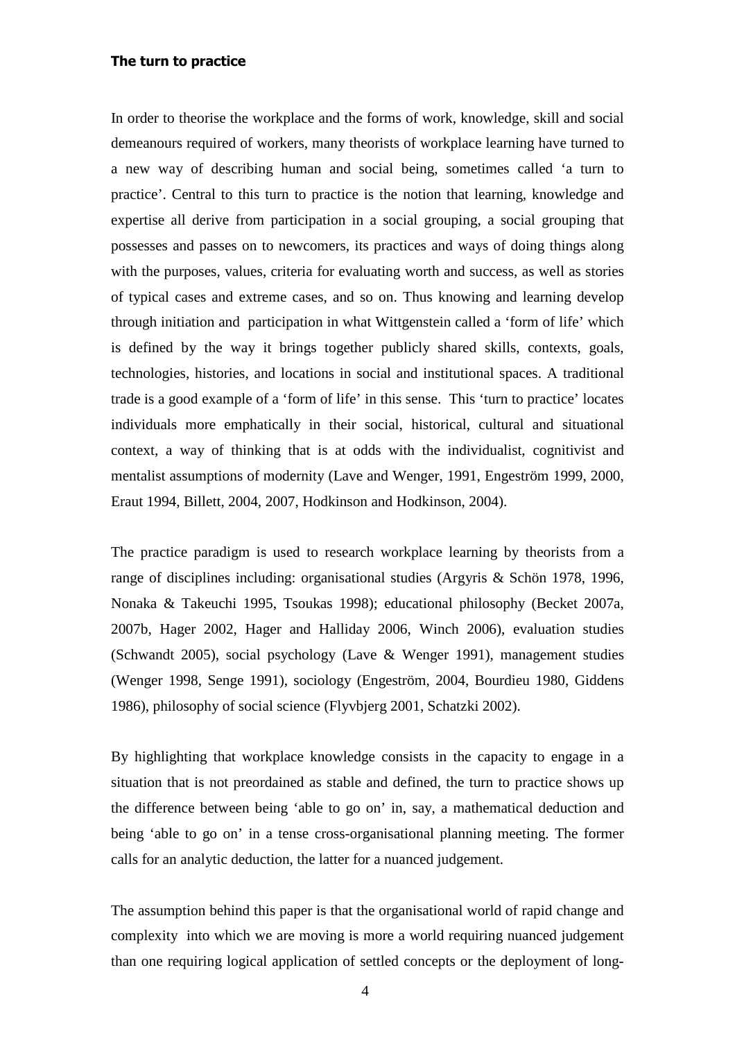**The turn to practice**

In order to theorise the workplace and the forms of work, knowledge, skill and social demeanours required of workers, many theorists of workplace learning have turned to a new way of describing human and social being, sometimes called 'a turn to practice'. Central to this turn to practice is the notion that learning, knowledge and expertise all derive from participation in a social grouping, a social grouping that possesses and passes on to newcomers, its practices and ways of doing things along with the purposes, values, criteria for evaluating worth and success, as well as stories of typical cases and extreme cases, and so on. Thus knowing and learning develop through initiation and participation in what Wittgenstein called a 'form of life' which is defined by the way it brings together publicly shared skills, contexts, goals, technologies, histories, and locations in social and institutional spaces. A traditional trade is a good example of a 'form of life' in this sense. This 'turn to practice' locates individuals more emphatically in their social, historical, cultural and situational context, a way of thinking that is at odds with the individualist, cognitivist and mentalist assumptions of modernity (Lave and Wenger, 1991, Engeström 1999, 2000, Eraut 1994, Billett, 2004, 2007, Hodkinson and Hodkinson, 2004).

The practice paradigm is used to research workplace learning by theorists from a range of disciplines including: organisational studies (Argyris & Schön 1978, 1996, Nonaka & Takeuchi 1995, Tsoukas 1998); educational philosophy (Becket 2007a, 2007b, Hager 2002, Hager and Halliday 2006, Winch 2006), evaluation studies (Schwandt 2005), social psychology (Lave & Wenger 1991), management studies (Wenger 1998, Senge 1991), sociology (Engeström, 2004, Bourdieu 1980, Giddens 1986), philosophy of social science (Flyvbjerg 2001, Schatzki 2002).

By highlighting that workplace knowledge consists in the capacity to engage in a situation that is not preordained as stable and defined, the turn to practice shows up the difference between being 'able to go on' in, say, a mathematical deduction and being 'able to go on' in a tense cross-organisational planning meeting. The former calls for an analytic deduction, the latter for a nuanced judgement.

The assumption behind this paper is that the organisational world of rapid change and complexity into which we are moving is more a world requiring nuanced judgement than one requiring logical application of settled concepts or the deployment of long-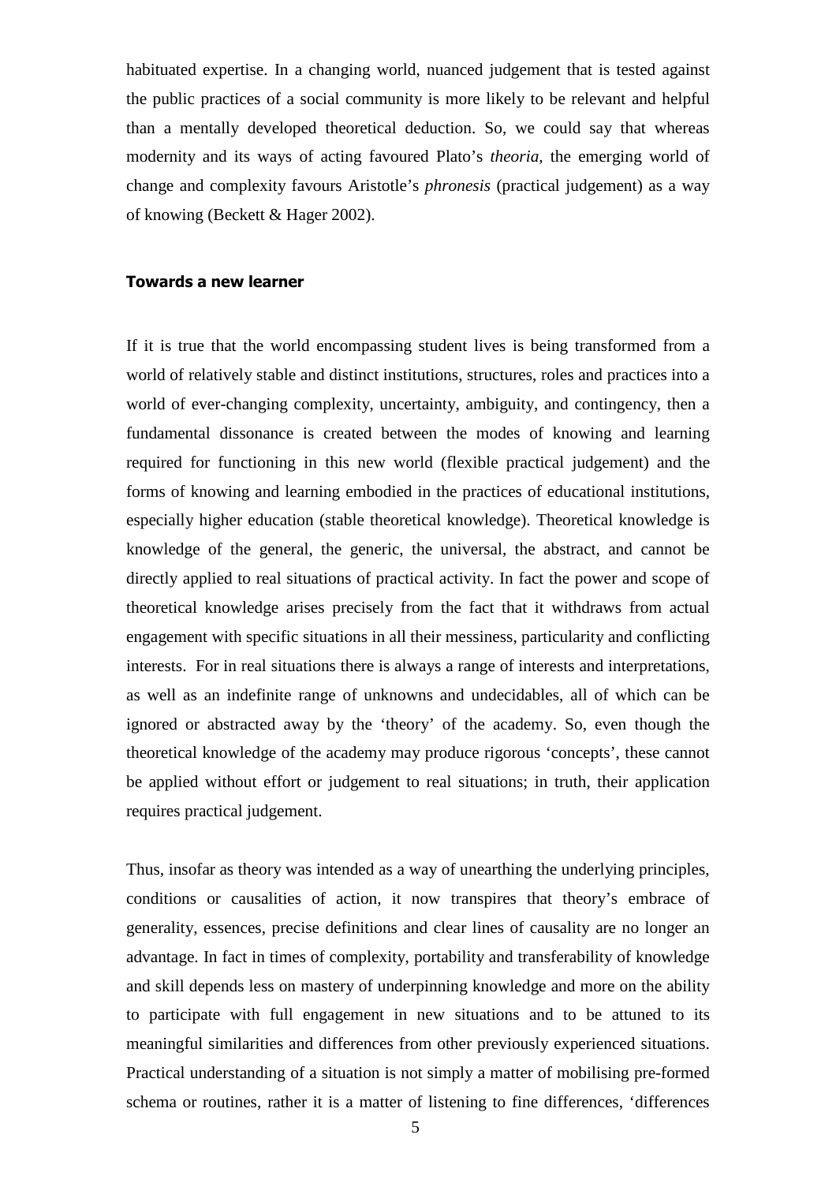habituated expertise. In a changing world, nuanced judgement that is tested against the public practices of a social community is more likely to be relevant and helpful than a mentally developed theoretical deduction. So, we could say that whereas modernity and its ways of acting favoured Plato's *theoria,* the emerging world of change and complexity favours Aristotle's *phronesis* (practical judgement) as a way of knowing (Beckett & Hager 2002).

## Towards a new learner

If it is true that the world encompassing student lives is being transformed from a world of relatively stable and distinct institutions, structures, roles and practices into a world of ever-changing complexity, uncertainty, ambiguity, and contingency, then a fundamental dissonance is created between the modes of knowing and learning required for functioning in this new world (flexible practical judgement) and the forms of knowing and learning embodied in the practices of educational institutions, especially higher education (stable theoretical knowledge). Theoretical knowledge is knowledge of the general, the generic, the universal, the abstract, and cannot be directly applied to real situations of practical activity. In fact the power and scope of theoretical knowledge arises precisely from the fact that it withdraws from actual engagement with specific situations in all their messiness, particularity and conflicting interests. For in real situations there is always a range of interests and interpretations, as well as an indefinite range of unknowns and undecidables, all of which can be ignored or abstracted away by the 'theory' of the academy. So, even though the theoretical knowledge of the academy may produce rigorous 'concepts', these cannot be applied without effort or judgement to real situations; in truth, their application requires practical judgement.

Thus, insofar as theory was intended as a way of unearthing the underlying principles, conditions or causalities of action, it now transpires that theory's embrace of generality, essences, precise definitions and clear lines of causality are no longer an advantage. In fact in times of complexity, portability and transferability of knowledge and skill depends less on mastery of underpinning knowledge and more on the ability to participate with full engagement in new situations and to be attuned to its meaningful similarities and differences from other previously experienced situations. Practical understanding of a situation is not simply a matter of mobilising pre-formed schema or routines, rather it is a matter of listening to fine differences, 'differences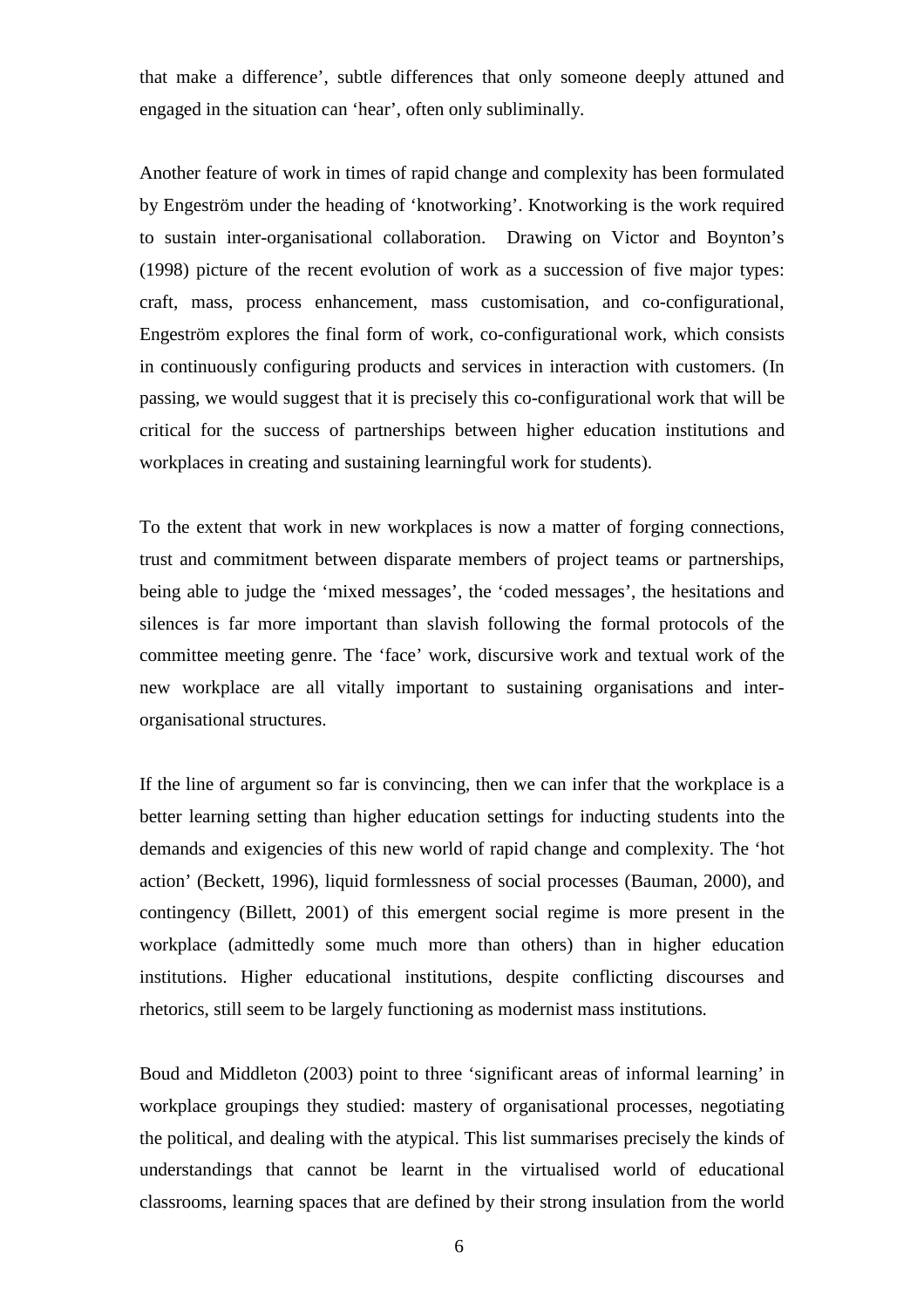that make a difference', subtle differences that only someone deeply attuned and engaged in the situation can 'hear', often only subliminally.

Another feature of work in times of rapid change and complexity has been formulated by Engeström under the heading of 'knotworking'. Knotworking is the work required to sustain inter-organisational collaboration. Drawing on Victor and Boynton's (1998) picture of the recent evolution of work as a succession of five major types: craft, mass, process enhancement, mass customisation, and co-configurational, Engeström explores the final form of work, co-configurational work, which consists in continuously configuring products and services in interaction with customers. (In passing, we would suggest that it is precisely this co-configurational work that will be critical for the success of partnerships between higher education institutions and workplaces in creating and sustaining learningful work for students).

To the extent that work in new workplaces is now a matter of forging connections, trust and commitment between disparate members of project teams or partnerships, being able to judge the 'mixed messages', the 'coded messages', the hesitations and silences is far more important than slavish following the formal protocols of the committee meeting genre. The 'face' work, discursive work and textual work of the new workplace are all vitally important to sustaining organisations and inter-organisational structures.

If the line of argument so far is convincing, then we can infer that the workplace is a better learning setting than higher education settings for inducting students into the demands and exigencies of this new world of rapid change and complexity. The 'hot action' (Beckett, 1996), liquid formlessness of social processes (Bauman, 2000), and contingency (Billett, 2001) of this emergent social regime is more present in the workplace (admittedly some much more than others) than in higher education institutions. Higher educational institutions, despite conflicting discourses and rhetorics, still seem to be largely functioning as modernist mass institutions.

Boud and Middleton (2003) point to three 'significant areas of informal learning' in workplace groupings they studied: mastery of organisational processes, negotiating the political, and dealing with the atypical. This list summarises precisely the kinds of understandings that cannot be learnt in the virtualised world of educational classrooms, learning spaces that are defined by their strong insulation from the world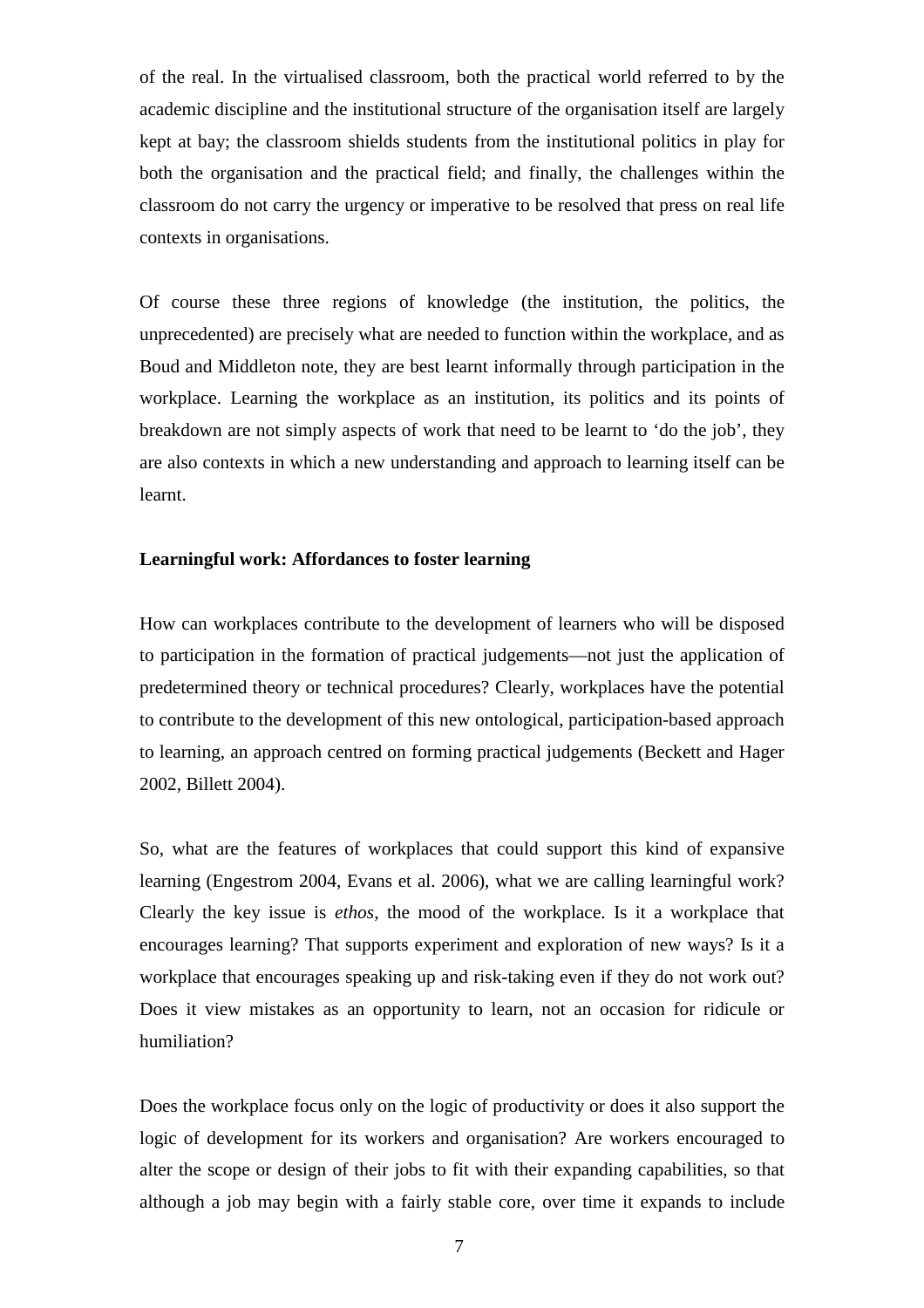of the real. In the virtualised classroom, both the practical world referred to by the academic discipline and the institutional structure of the organisation itself are largely kept at bay; the classroom shields students from the institutional politics in play for both the organisation and the practical field; and finally, the challenges within the classroom do not carry the urgency or imperative to be resolved that press on real life contexts in organisations.

Of course these three regions of knowledge (the institution, the politics, the unprecedented) are precisely what are needed to function within the workplace, and as Boud and Middleton note, they are best learnt informally through participation in the workplace. Learning the workplace as an institution, its politics and its points of breakdown are not simply aspects of work that need to be learnt to 'do the job', they are also contexts in which a new understanding and approach to learning itself can be learnt.

**Learningful work: Affordances to foster learning**

How can workplaces contribute to the development of learners who will be disposed to participation in the formation of practical judgements—not just the application of predetermined theory or technical procedures? Clearly, workplaces have the potential to contribute to the development of this new ontological, participation-based approach to learning, an approach centred on forming practical judgements (Beckett and Hager 2002, Billett 2004).

So, what are the features of workplaces that could support this kind of expansive learning (Engestrom 2004, Evans et al. 2006), what we are calling learningful work? Clearly the key issue is *ethos*, the mood of the workplace. Is it a workplace that encourages learning? That supports experiment and exploration of new ways? Is it a workplace that encourages speaking up and risk-taking even if they do not work out? Does it view mistakes as an opportunity to learn, not an occasion for ridicule or humiliation?

Does the workplace focus only on the logic of productivity or does it also support the logic of development for its workers and organisation? Are workers encouraged to alter the scope or design of their jobs to fit with their expanding capabilities, so that although a job may begin with a fairly stable core, over time it expands to include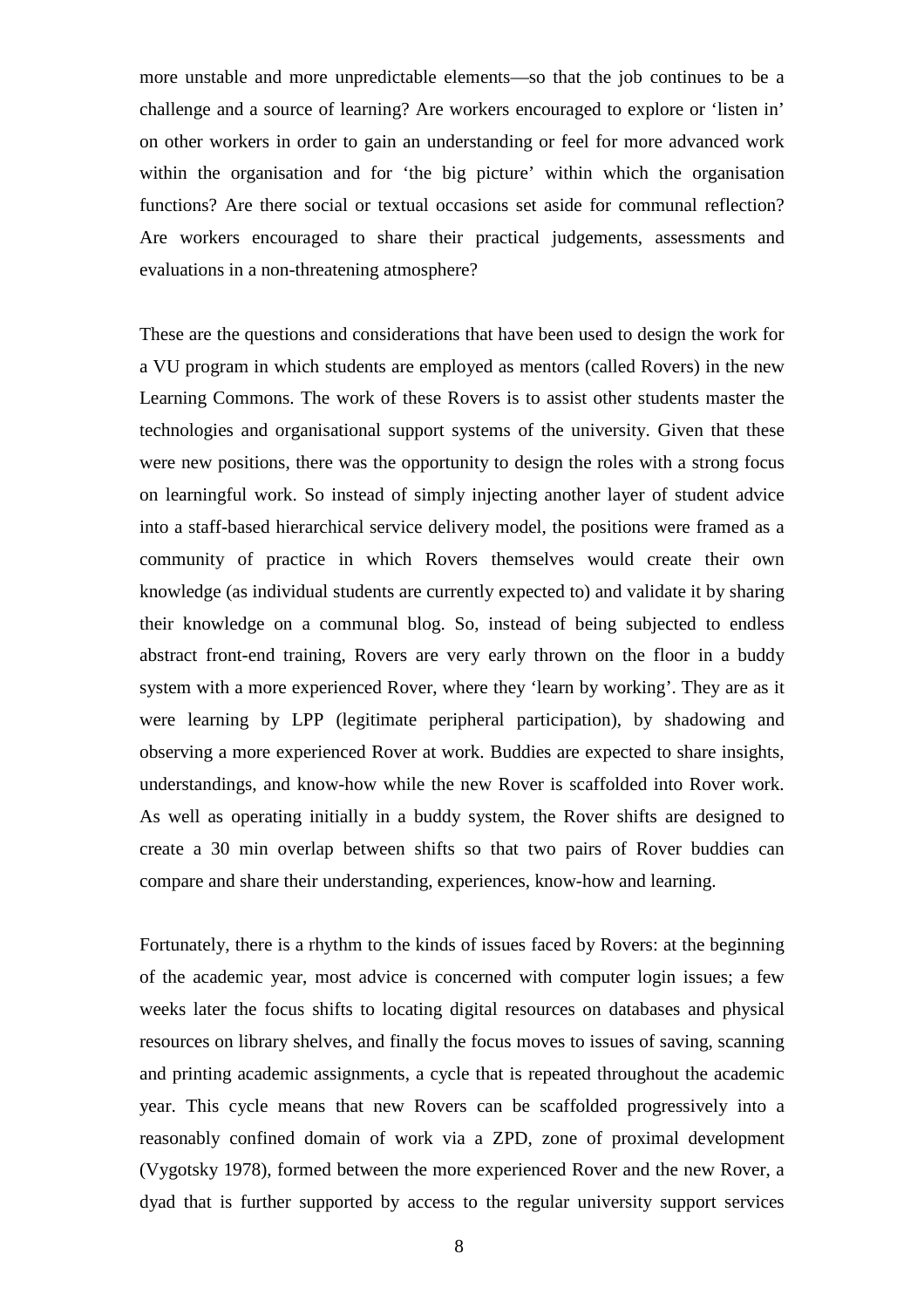more unstable and more unpredictable elements—so that the job continues to be a challenge and a source of learning? Are workers encouraged to explore or 'listen in' on other workers in order to gain an understanding or feel for more advanced work within the organisation and for 'the big picture' within which the organisation functions? Are there social or textual occasions set aside for communal reflection? Are workers encouraged to share their practical judgements, assessments and evaluations in a non-threatening atmosphere?

These are the questions and considerations that have been used to design the work for a VU program in which students are employed as mentors (called Rovers) in the new Learning Commons. The work of these Rovers is to assist other students master the technologies and organisational support systems of the university. Given that these were new positions, there was the opportunity to design the roles with a strong focus on learningful work. So instead of simply injecting another layer of student advice into a staff-based hierarchical service delivery model, the positions were framed as a community of practice in which Rovers themselves would create their own knowledge (as individual students are currently expected to) and validate it by sharing their knowledge on a communal blog. So, instead of being subjected to endless abstract front-end training, Rovers are very early thrown on the floor in a buddy system with a more experienced Rover, where they 'learn by working'. They are as it were learning by LPP (legitimate peripheral participation), by shadowing and observing a more experienced Rover at work. Buddies are expected to share insights, understandings, and know-how while the new Rover is scaffolded into Rover work. As well as operating initially in a buddy system, the Rover shifts are designed to create a 30 min overlap between shifts so that two pairs of Rover buddies can compare and share their understanding, experiences, know-how and learning.

Fortunately, there is a rhythm to the kinds of issues faced by Rovers: at the beginning of the academic year, most advice is concerned with computer login issues; a few weeks later the focus shifts to locating digital resources on databases and physical resources on library shelves, and finally the focus moves to issues of saving, scanning and printing academic assignments, a cycle that is repeated throughout the academic year. This cycle means that new Rovers can be scaffolded progressively into a reasonably confined domain of work via a ZPD, zone of proximal development (Vygotsky 1978), formed between the more experienced Rover and the new Rover, a dyad that is further supported by access to the regular university support services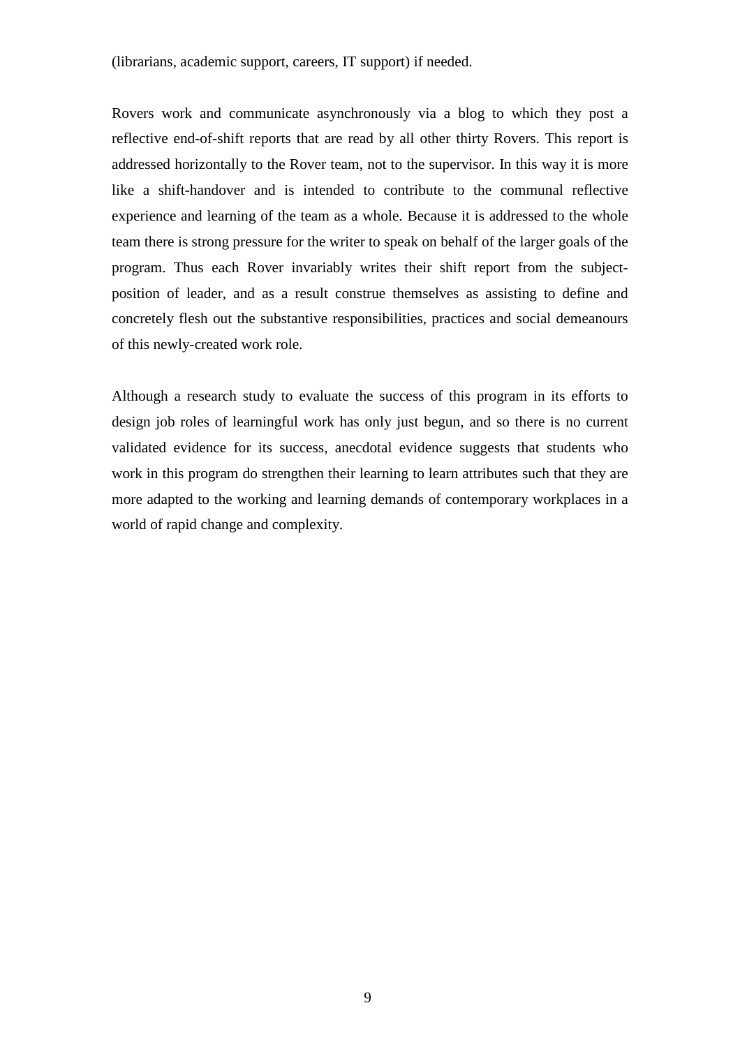(librarians, academic support, careers, IT support) if needed.

Rovers work and communicate asynchronously via a blog to which they post a reflective end-of-shift reports that are read by all other thirty Rovers. This report is addressed horizontally to the Rover team, not to the supervisor. In this way it is more like a shift-handover and is intended to contribute to the communal reflective experience and learning of the team as a whole. Because it is addressed to the whole team there is strong pressure for the writer to speak on behalf of the larger goals of the program. Thus each Rover invariably writes their shift report from the subject-position of leader, and as a result construe themselves as assisting to define and concretely flesh out the substantive responsibilities, practices and social demeanours of this newly-created work role.

Although a research study to evaluate the success of this program in its efforts to design job roles of learningful work has only just begun, and so there is no current validated evidence for its success, anecdotal evidence suggests that students who work in this program do strengthen their learning to learn attributes such that they are more adapted to the working and learning demands of contemporary workplaces in a world of rapid change and complexity.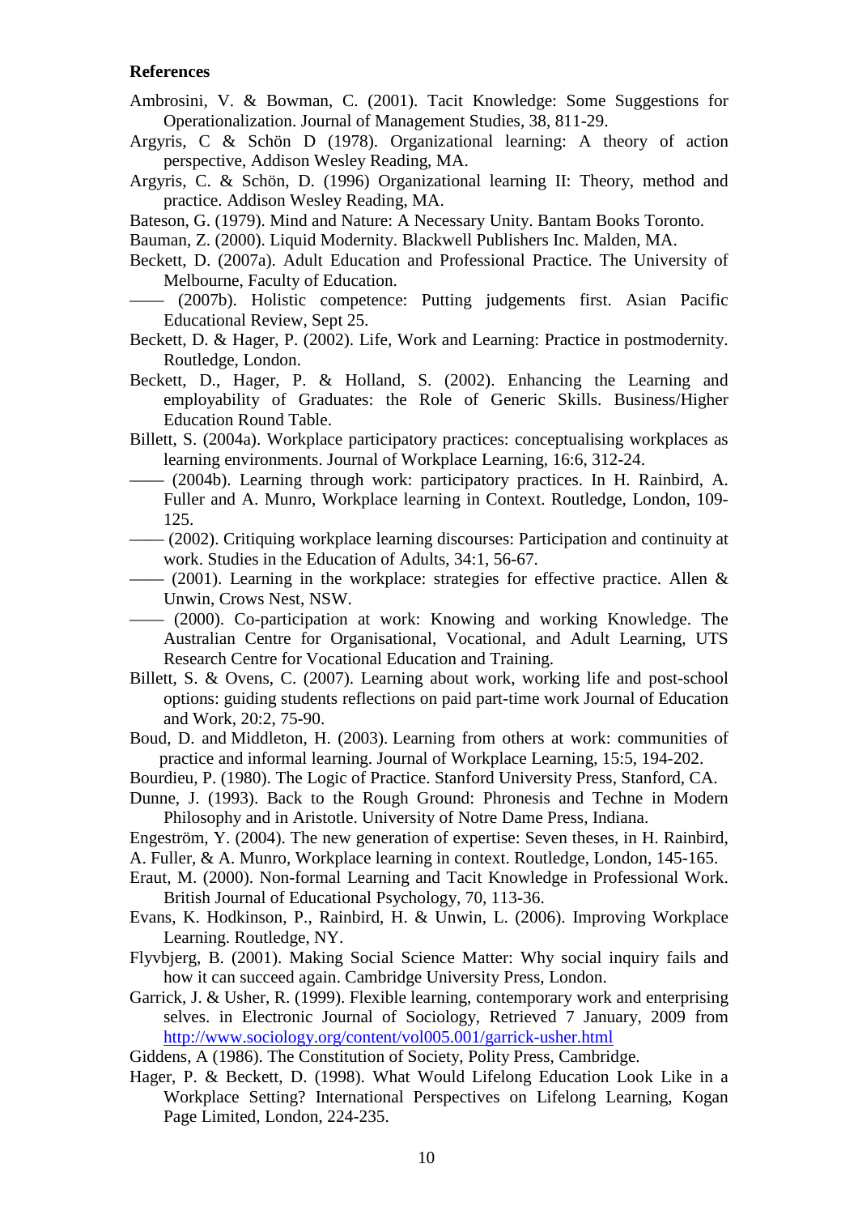**References**

Ambrosini, V. & Bowman, C. (2001). Tacit Knowledge: Some Suggestions for Operationalization. Journal of Management Studies, 38, 811-29.

Argyris, C & Schön D (1978). Organizational learning: A theory of action perspective, Addison Wesley Reading, MA.

Argyris, C. & Schön, D. (1996) Organizational learning II: Theory, method and practice. Addison Wesley Reading, MA.

Bateson, G. (1979). Mind and Nature: A Necessary Unity. Bantam Books Toronto.

Bauman, Z. (2000). Liquid Modernity. Blackwell Publishers Inc. Malden, MA.

Beckett, D. (2007a). Adult Education and Professional Practice. The University of Melbourne, Faculty of Education.

—— (2007b). Holistic competence: Putting judgements first. Asian Pacific Educational Review, Sept 25.

Beckett, D. & Hager, P. (2002). Life, Work and Learning: Practice in postmodernity. Routledge, London.

Beckett, D., Hager, P. & Holland, S. (2002). Enhancing the Learning and employability of Graduates: the Role of Generic Skills. Business/Higher Education Round Table.

Billett, S. (2004a). Workplace participatory practices: conceptualising workplaces as learning environments. Journal of Workplace Learning, 16:6, 312-24.

—— (2004b). Learning through work: participatory practices. In H. Rainbird, A. Fuller and A. Munro, Workplace learning in Context. Routledge, London, 109-125.

—— (2002). Critiquing workplace learning discourses: Participation and continuity at work. Studies in the Education of Adults, 34:1, 56-67.

—— (2001). Learning in the workplace: strategies for effective practice. Allen & Unwin, Crows Nest, NSW.

—— (2000). Co-participation at work: Knowing and working Knowledge. The Australian Centre for Organisational, Vocational, and Adult Learning, UTS Research Centre for Vocational Education and Training.

Billett, S. & Ovens, C. (2007). Learning about work, working life and post-school options: guiding students reflections on paid part-time work Journal of Education and Work, 20:2, 75-90.

Boud, D. and Middleton, H. (2003). Learning from others at work: communities of practice and informal learning. Journal of Workplace Learning, 15:5, 194-202.

Bourdieu, P. (1980). The Logic of Practice. Stanford University Press, Stanford, CA.

Dunne, J. (1993). Back to the Rough Ground: Phronesis and Techne in Modern Philosophy and in Aristotle. University of Notre Dame Press, Indiana.

Engeström, Y. (2004). The new generation of expertise: Seven theses, in H. Rainbird, A. Fuller, & A. Munro, Workplace learning in context. Routledge, London, 145-165.

Eraut, M. (2000). Non-formal Learning and Tacit Knowledge in Professional Work. British Journal of Educational Psychology, 70, 113-36.

Evans, K. Hodkinson, P., Rainbird, H. & Unwin, L. (2006). Improving Workplace Learning. Routledge, NY.

Flyvbjerg, B. (2001). Making Social Science Matter: Why social inquiry fails and how it can succeed again. Cambridge University Press, London.

Garrick, J. & Usher, R. (1999). Flexible learning, contemporary work and enterprising selves. in Electronic Journal of Sociology, Retrieved 7 January, 2009 from http://www.sociology.org/content/vol005.001/garrick-usher.html

Giddens, A (1986). The Constitution of Society, Polity Press, Cambridge.

Hager, P. & Beckett, D. (1998). What Would Lifelong Education Look Like in a Workplace Setting? International Perspectives on Lifelong Learning, Kogan Page Limited, London, 224-235.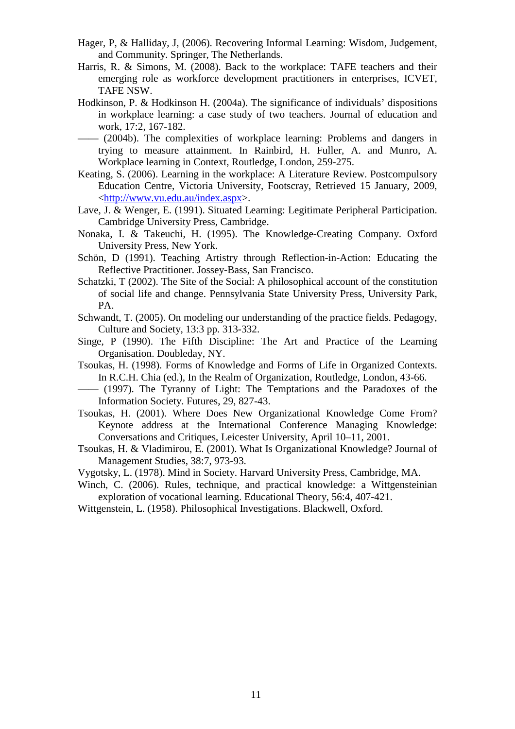Hager, P, & Halliday, J, (2006). Recovering Informal Learning: Wisdom, Judgement, and Community. Springer, The Netherlands.

Harris, R. & Simons, M. (2008). Back to the workplace: TAFE teachers and their emerging role as workforce development practitioners in enterprises, ICVET, TAFE NSW.

Hodkinson, P. & Hodkinson H. (2004a). The significance of individuals' dispositions in workplace learning: a case study of two teachers. Journal of education and work, 17:2, 167-182.

—— (2004b). The complexities of workplace learning: Problems and dangers in trying to measure attainment. In Rainbird, H. Fuller, A. and Munro, A. Workplace learning in Context, Routledge, London, 259-275.

Keating, S. (2006). Learning in the workplace: A Literature Review. Postcompulsory Education Centre, Victoria University, Footscray, Retrieved 15 January, 2009, <http://www.vu.edu.au/index.aspx>.

Lave, J. & Wenger, E. (1991). Situated Learning: Legitimate Peripheral Participation. Cambridge University Press, Cambridge.

Nonaka, I. & Takeuchi, H. (1995). The Knowledge-Creating Company. Oxford University Press, New York.

Schön, D (1991). Teaching Artistry through Reflection-in-Action: Educating the Reflective Practitioner. Jossey-Bass, San Francisco.

Schatzki, T (2002). The Site of the Social: A philosophical account of the constitution of social life and change. Pennsylvania State University Press, University Park, PA.

Schwandt, T. (2005). On modeling our understanding of the practice fields. Pedagogy, Culture and Society, 13:3 pp. 313-332.

Singe, P (1990). The Fifth Discipline: The Art and Practice of the Learning Organisation. Doubleday, NY.

Tsoukas, H. (1998). Forms of Knowledge and Forms of Life in Organized Contexts. In R.C.H. Chia (ed.), In the Realm of Organization, Routledge, London, 43-66.

—— (1997). The Tyranny of Light: The Temptations and the Paradoxes of the Information Society. Futures, 29, 827-43.

Tsoukas, H. (2001). Where Does New Organizational Knowledge Come From? Keynote address at the International Conference Managing Knowledge: Conversations and Critiques, Leicester University, April 10–11, 2001.

Tsoukas, H. & Vladimirou, E. (2001). What Is Organizational Knowledge? Journal of Management Studies, 38:7, 973-93.

Vygotsky, L. (1978). Mind in Society. Harvard University Press, Cambridge, MA.

Winch, C. (2006). Rules, technique, and practical knowledge: a Wittgensteinian exploration of vocational learning. Educational Theory, 56:4, 407-421.

Wittgenstein, L. (1958). Philosophical Investigations. Blackwell, Oxford.